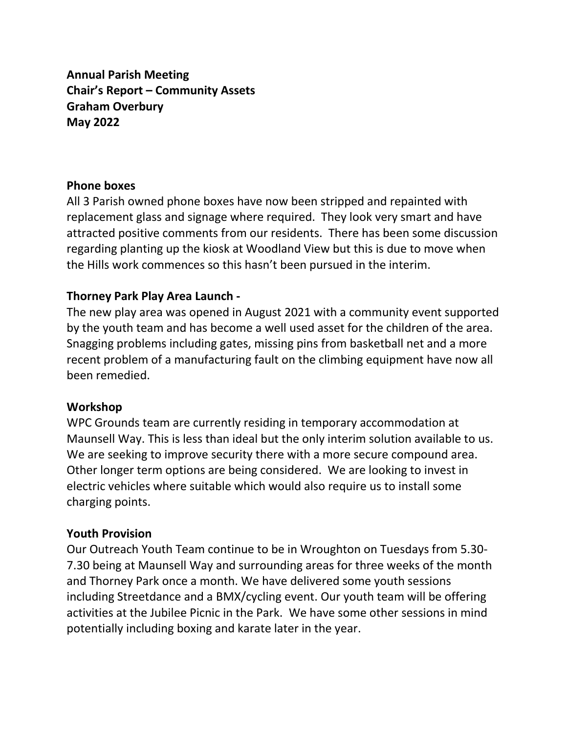**Annual Parish Meeting**
**Chair's Report – Community Assets**
**Graham Overbury**
**May 2022**

## Phone boxes

All 3 Parish owned phone boxes have now been stripped and repainted with replacement glass and signage where required. They look very smart and have attracted positive comments from our residents. There has been some discussion regarding planting up the kiosk at Woodland View but this is due to move when the Hills work commences so this hasn't been pursued in the interim.

## Thorney Park Play Area Launch -

The new play area was opened in August 2021 with a community event supported by the youth team and has become a well used asset for the children of the area. Snagging problems including gates, missing pins from basketball net and a more recent problem of a manufacturing fault on the climbing equipment have now all been remedied.

## Workshop

WPC Grounds team are currently residing in temporary accommodation at Maunsell Way. This is less than ideal but the only interim solution available to us. We are seeking to improve security there with a more secure compound area. Other longer term options are being considered. We are looking to invest in electric vehicles where suitable which would also require us to install some charging points.

## Youth Provision

Our Outreach Youth Team continue to be in Wroughton on Tuesdays from 5.30-7.30 being at Maunsell Way and surrounding areas for three weeks of the month and Thorney Park once a month. We have delivered some youth sessions including Streetdance and a BMX/cycling event. Our youth team will be offering activities at the Jubilee Picnic in the Park. We have some other sessions in mind potentially including boxing and karate later in the year.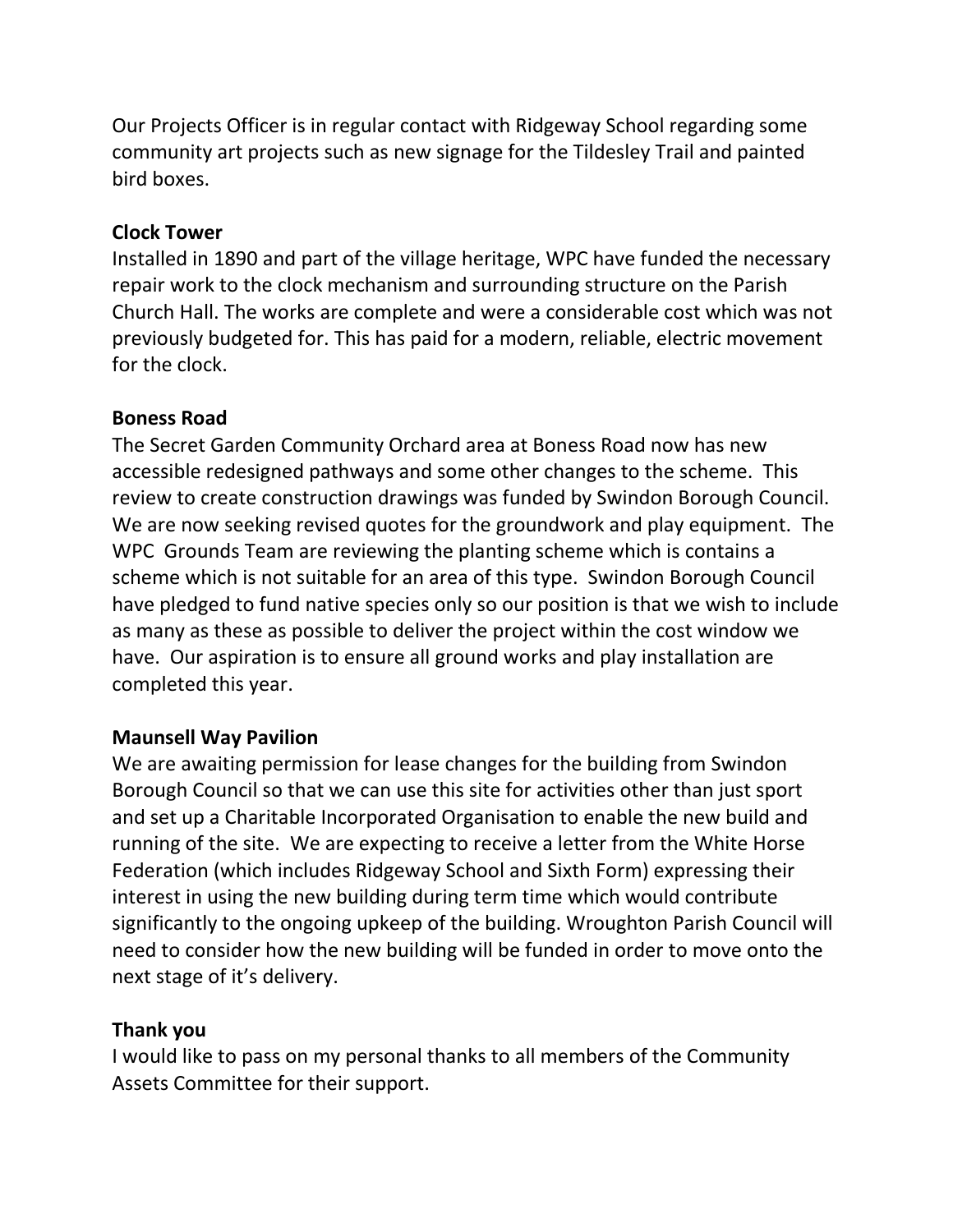Our Projects Officer is in regular contact with Ridgeway School regarding some community art projects such as new signage for the Tildesley Trail and painted bird boxes.

**Clock Tower**

Installed in 1890 and part of the village heritage, WPC have funded the necessary repair work to the clock mechanism and surrounding structure on the Parish Church Hall. The works are complete and were a considerable cost which was not previously budgeted for. This has paid for a modern, reliable, electric movement for the clock.

**Boness Road**

The Secret Garden Community Orchard area at Boness Road now has new accessible redesigned pathways and some other changes to the scheme. This review to create construction drawings was funded by Swindon Borough Council. We are now seeking revised quotes for the groundwork and play equipment. The WPC Grounds Team are reviewing the planting scheme which is contains a scheme which is not suitable for an area of this type. Swindon Borough Council have pledged to fund native species only so our position is that we wish to include as many as these as possible to deliver the project within the cost window we have. Our aspiration is to ensure all ground works and play installation are completed this year.

**Maunsell Way Pavilion**

We are awaiting permission for lease changes for the building from Swindon Borough Council so that we can use this site for activities other than just sport and set up a Charitable Incorporated Organisation to enable the new build and running of the site. We are expecting to receive a letter from the White Horse Federation (which includes Ridgeway School and Sixth Form) expressing their interest in using the new building during term time which would contribute significantly to the ongoing upkeep of the building. Wroughton Parish Council will need to consider how the new building will be funded in order to move onto the next stage of it's delivery.

**Thank you**

I would like to pass on my personal thanks to all members of the Community Assets Committee for their support.